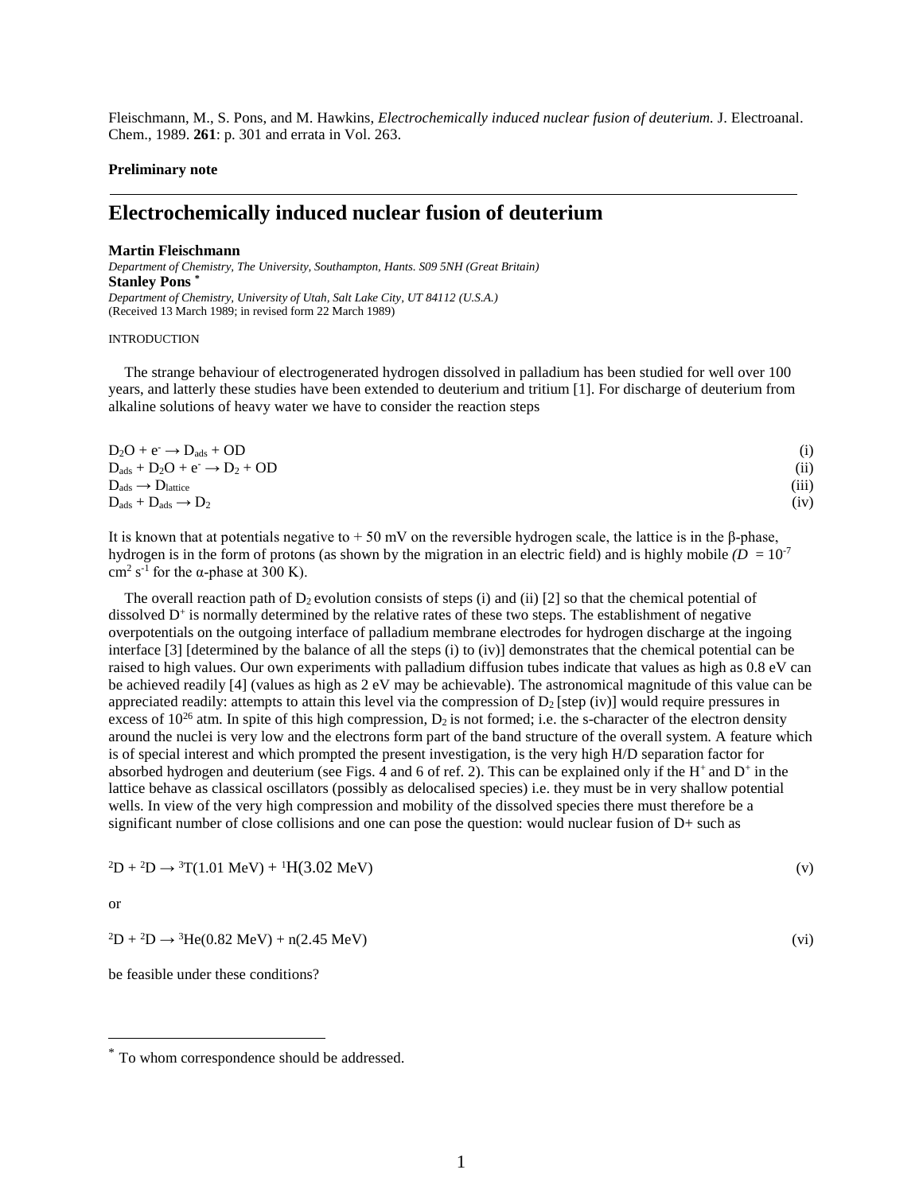Fleischmann, M., S. Pons, and M. Hawkins, *Electrochemically induced nuclear fusion of deuterium.* J. Electroanal. Chem., 1989. **261**: p. 301 and errata in Vol. 263.

**Preliminary note**

---

# Electrochemically induced nuclear fusion of deuterium

**Martin Fleischmann**

*Department of Chemistry, The University, Southampton, Hants. S09 5NH (Great Britain)*

**Stanley Pons** *

*Department of Chemistry, University of Utah, Salt Lake City, UT 84112 (U.S.A.)*

(Received 13 March 1989; in revised form 22 March 1989)

INTRODUCTION

The strange behaviour of electrogenerated hydrogen dissolved in palladium has been studied for well over 100 years, and latterly these studies have been extended to deuterium and tritium [1]. For discharge of deuterium from alkaline solutions of heavy water we have to consider the reaction steps

$$D_2O + e^- \rightarrow D_{ads} + OD \qquad \text{(i)}$$

$$D_{ads} + D_2O + e^- \rightarrow D_2 + OD \qquad \text{(ii)}$$

$$D_{ads} \rightarrow D_{lattice} \qquad \text{(iii)}$$

$$D_{ads} + D_{ads} \rightarrow D_2 \qquad \text{(iv)}$$

It is known that at potentials negative to + 50 mV on the reversible hydrogen scale, the lattice is in the β-phase, hydrogen is in the form of protons (as shown by the migration in an electric field) and is highly mobile *(D* = $10^{-7}$ $cm^2\ s^{-1}$ for the α-phase at 300 K).

The overall reaction path of $D_2$ evolution consists of steps (i) and (ii) [2] so that the chemical potential of dissolved $D^+$ is normally determined by the relative rates of these two steps. The establishment of negative overpotentials on the outgoing interface of palladium membrane electrodes for hydrogen discharge at the ingoing interface [3] [determined by the balance of all the steps (i) to (iv)] demonstrates that the chemical potential can be raised to high values. Our own experiments with palladium diffusion tubes indicate that values as high as 0.8 eV can be achieved readily [4] (values as high as 2 eV may be achievable). The astronomical magnitude of this value can be appreciated readily: attempts to attain this level via the compression of $D_2$ [step (iv)] would require pressures in excess of $10^{26}$ atm. In spite of this high compression, $D_2$ is not formed; i.e. the s-character of the electron density around the nuclei is very low and the electrons form part of the band structure of the overall system. A feature which is of special interest and which prompted the present investigation, is the very high H/D separation factor for absorbed hydrogen and deuterium (see Figs. 4 and 6 of ref. 2). This can be explained only if the $H^+$ and $D^+$ in the lattice behave as classical oscillators (possibly as delocalised species) i.e. they must be in very shallow potential wells. In view of the very high compression and mobility of the dissolved species there must therefore be a significant number of close collisions and one can pose the question: would nuclear fusion of D+ such as

$$^2D + {}^2D \rightarrow {}^3T(1.01\ \text{MeV}) + {}^1H(3.02\ \text{MeV}) \qquad \text{(v)}$$

or

$$^2D + {}^2D \rightarrow {}^3He(0.82\ \text{MeV}) + n(2.45\ \text{MeV}) \qquad \text{(vi)}$$

be feasible under these conditions?

---

* To whom correspondence should be addressed.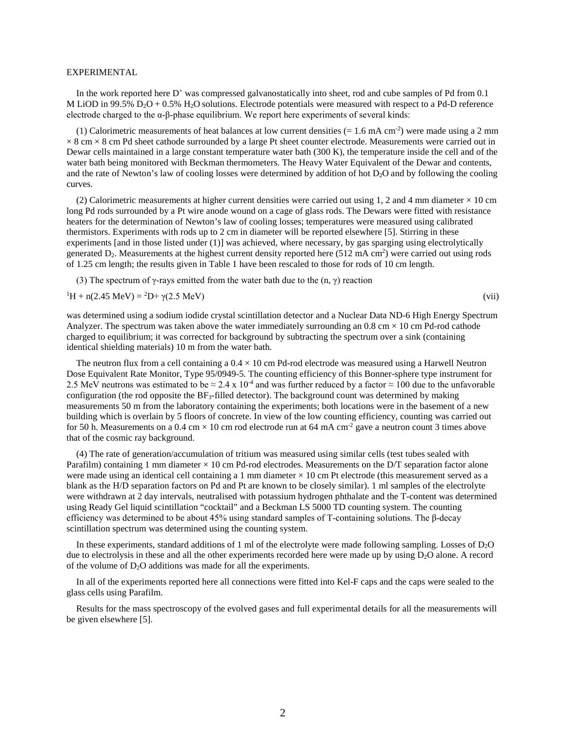EXPERIMENTAL

In the work reported here $D^+$ was compressed galvanostatically into sheet, rod and cube samples of Pd from 0.1 M LiOD in 99.5% $D_2O$ + 0.5% $H_2O$ solutions. Electrode potentials were measured with respect to a Pd-D reference electrode charged to the α-β-phase equilibrium. We report here experiments of several kinds:

(1) Calorimetric measurements of heat balances at low current densities (= 1.6 mA cm$^{-2}$) were made using a 2 mm × 8 cm × 8 cm Pd sheet cathode surrounded by a large Pt sheet counter electrode. Measurements were carried out in Dewar cells maintained in a large constant temperature water bath (300 K), the temperature inside the cell and of the water bath being monitored with Beckman thermometers. The Heavy Water Equivalent of the Dewar and contents, and the rate of Newton's law of cooling losses were determined by addition of hot $D_2O$ and by following the cooling curves.

(2) Calorimetric measurements at higher current densities were carried out using 1, 2 and 4 mm diameter × 10 cm long Pd rods surrounded by a Pt wire anode wound on a cage of glass rods. The Dewars were fitted with resistance heaters for the determination of Newton's law of cooling losses; temperatures were measured using calibrated thermistors. Experiments with rods up to 2 cm in diameter will be reported elsewhere [5]. Stirring in these experiments [and in those listed under (1)] was achieved, where necessary, by gas sparging using electrolytically generated $D_2$. Measurements at the highest current density reported here (512 mA cm$^2$) were carried out using rods of 1.25 cm length; the results given in Table 1 have been rescaled to those for rods of 10 cm length.

(3) The spectrum of γ-rays emitted from the water bath due to the (n, γ) reaction

$$^{1}H + n(2.45\ MeV) = {}^{2}D + \gamma(2.5\ MeV) \qquad \text{(vii)}$$

was determined using a sodium iodide crystal scintillation detector and a Nuclear Data ND-6 High Energy Spectrum Analyzer. The spectrum was taken above the water immediately surrounding an 0.8 cm × 10 cm Pd-rod cathode charged to equilibrium; it was corrected for background by subtracting the spectrum over a sink (containing identical shielding materials) 10 m from the water bath.

The neutron flux from a cell containing a 0.4 × 10 cm Pd-rod electrode was measured using a Harwell Neutron Dose Equivalent Rate Monitor, Type 95/0949-5. The counting efficiency of this Bonner-sphere type instrument for 2.5 MeV neutrons was estimated to be ≈ 2.4 x $10^{-4}$ and was further reduced by a factor ≈ 100 due to the unfavorable configuration (the rod opposite the $BF_3$-filled detector). The background count was determined by making measurements 50 m from the laboratory containing the experiments; both locations were in the basement of a new building which is overlain by 5 floors of concrete. In view of the low counting efficiency, counting was carried out for 50 h. Measurements on a 0.4 cm × 10 cm rod electrode run at 64 mA cm$^{-2}$ gave a neutron count 3 times above that of the cosmic ray background.

(4) The rate of generation/accumulation of tritium was measured using similar cells (test tubes sealed with Parafilm) containing 1 mm diameter × 10 cm Pd-rod electrodes. Measurements on the D/T separation factor alone were made using an identical cell containing a 1 mm diameter × 10 cm Pt electrode (this measurement served as a blank as the H/D separation factors on Pd and Pt are known to be closely similar). 1 ml samples of the electrolyte were withdrawn at 2 day intervals, neutralised with potassium hydrogen phthalate and the T-content was determined using Ready Gel liquid scintillation "cocktail" and a Beckman LS 5000 TD counting system. The counting efficiency was determined to be about 45% using standard samples of T-containing solutions. The β-decay scintillation spectrum was determined using the counting system.

In these experiments, standard additions of 1 ml of the electrolyte were made following sampling. Losses of $D_2O$ due to electrolysis in these and all the other experiments recorded here were made up by using $D_2O$ alone. A record of the volume of $D_2O$ additions was made for all the experiments.

In all of the experiments reported here all connections were fitted into Kel-F caps and the caps were sealed to the glass cells using Parafilm.

Results for the mass spectroscopy of the evolved gases and full experimental details for all the measurements will be given elsewhere [5].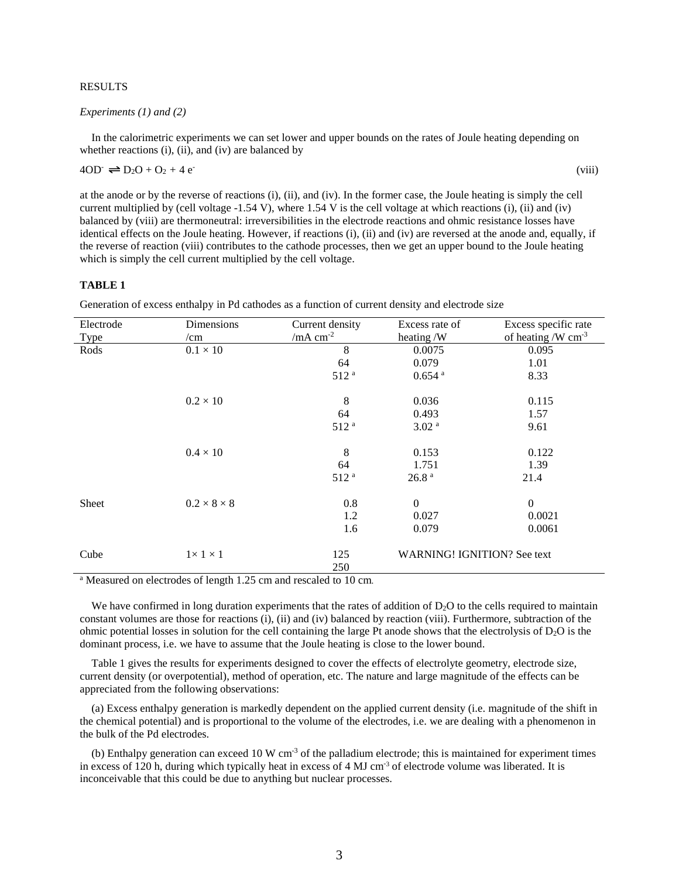RESULTS

*Experiments (1) and (2)*

In the calorimetric experiments we can set lower and upper bounds on the rates of Joule heating depending on whether reactions (i), (ii), and (iv) are balanced by

$$4OD^- \rightleftharpoons D_2O + O_2 + 4e^- \qquad \text{(viii)}$$

at the anode or by the reverse of reactions (i), (ii), and (iv). In the former case, the Joule heating is simply the cell current multiplied by (cell voltage -1.54 V), where 1.54 V is the cell voltage at which reactions (i), (ii) and (iv) balanced by (viii) are thermoneutral: irreversibilities in the electrode reactions and ohmic resistance losses have identical effects on the Joule heating. However, if reactions (i), (ii) and (iv) are reversed at the anode and, equally, if the reverse of reaction (viii) contributes to the cathode processes, then we get an upper bound to the Joule heating which is simply the cell current multiplied by the cell voltage.

**TABLE 1**

Generation of excess enthalpy in Pd cathodes as a function of current density and electrode size

| Electrode Type | Dimensions /cm | Current density /mA cm$^{-2}$ | Excess rate of heating /W | Excess specific rate of heating /W cm$^{-3}$ |
|---|---|---|---|---|
| Rods | $0.1 \times 10$ | 8 | 0.0075 | 0.095 |
| | | 64 | 0.079 | 1.01 |
| | | 512 [a] | 0.654 [a] | 8.33 |
| | $0.2 \times 10$ | 8 | 0.036 | 0.115 |
| | | 64 | 0.493 | 1.57 |
| | | 512 [a] | 3.02 [a] | 9.61 |
| | $0.4 \times 10$ | 8 | 0.153 | 0.122 |
| | | 64 | 1.751 | 1.39 |
| | | 512 [a] | 26.8 [a] | 21.4 |
| Sheet | $0.2 \times 8 \times 8$ | 0.8 | 0 | 0 |
| | | 1.2 | 0.027 | 0.0021 |
| | | 1.6 | 0.079 | 0.0061 |
| Cube | $1 \times 1 \times 1$ | 125 | WARNING! IGNITION? See text | |
| | | 250 | | |

[a] Measured on electrodes of length 1.25 cm and rescaled to 10 cm.

We have confirmed in long duration experiments that the rates of addition of $D_2O$ to the cells required to maintain constant volumes are those for reactions (i), (ii) and (iv) balanced by reaction (viii). Furthermore, subtraction of the ohmic potential losses in solution for the cell containing the large Pt anode shows that the electrolysis of $D_2O$ is the dominant process, i.e. we have to assume that the Joule heating is close to the lower bound.

Table 1 gives the results for experiments designed to cover the effects of electrolyte geometry, electrode size, current density (or overpotential), method of operation, etc. The nature and large magnitude of the effects can be appreciated from the following observations:

(a) Excess enthalpy generation is markedly dependent on the applied current density (i.e. magnitude of the shift in the chemical potential) and is proportional to the volume of the electrodes, i.e. we are dealing with a phenomenon in the bulk of the Pd electrodes.

(b) Enthalpy generation can exceed 10 W cm$^{-3}$ of the palladium electrode; this is maintained for experiment times in excess of 120 h, during which typically heat in excess of 4 MJ cm$^{-3}$ of electrode volume was liberated. It is inconceivable that this could be due to anything but nuclear processes.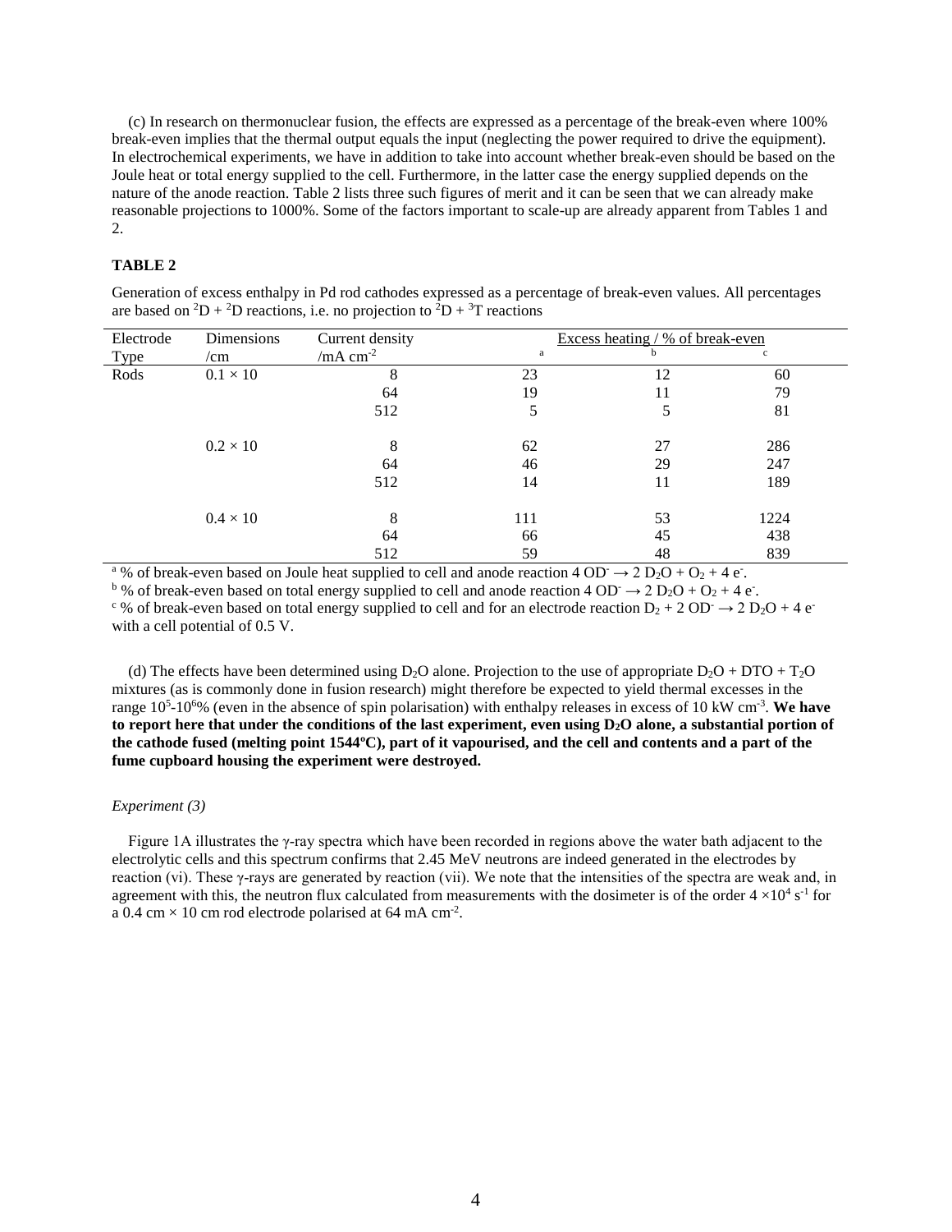(c) In research on thermonuclear fusion, the effects are expressed as a percentage of the break-even where 100% break-even implies that the thermal output equals the input (neglecting the power required to drive the equipment). In electrochemical experiments, we have in addition to take into account whether break-even should be based on the Joule heat or total energy supplied to the cell. Furthermore, in the latter case the energy supplied depends on the nature of the anode reaction. Table 2 lists three such figures of merit and it can be seen that we can already make reasonable projections to 1000%. Some of the factors important to scale-up are already apparent from Tables 1 and 2.

**TABLE 2**

Generation of excess enthalpy in Pd rod cathodes expressed as a percentage of break-even values. All percentages are based on $^2D + ^2D$ reactions, i.e. no projection to $^2D + ^3T$ reactions

| Electrode Type | Dimensions /cm | Current density /mA cm$^{-2}$ | Excess heating / % of break-even [a] | [b] | [c] |
|---|---|---|---|---|---|
| Rods | $0.1 \times 10$ | 8 | 23 | 12 | 60 |
| | | 64 | 19 | 11 | 79 |
| | | 512 | 5 | 5 | 81 |
| | $0.2 \times 10$ | 8 | 62 | 27 | 286 |
| | | 64 | 46 | 29 | 247 |
| | | 512 | 14 | 11 | 189 |
| | $0.4 \times 10$ | 8 | 111 | 53 | 1224 |
| | | 64 | 66 | 45 | 438 |
| | | 512 | 59 | 48 | 839 |

[a] % of break-even based on Joule heat supplied to cell and anode reaction $4\ OD^- \rightarrow 2\ D_2O + O_2 + 4\ e^-$.

[b] % of break-even based on total energy supplied to cell and anode reaction $4\ OD^- \rightarrow 2\ D_2O + O_2 + 4\ e^-$.

[c] % of break-even based on total energy supplied to cell and for an electrode reaction $D_2 + 2\ OD^- \rightarrow 2\ D_2O + 4\ e^-$ with a cell potential of 0.5 V.

(d) The effects have been determined using $D_2O$ alone. Projection to the use of appropriate $D_2O + DTO + T_2O$ mixtures (as is commonly done in fusion research) might therefore be expected to yield thermal excesses in the range $10^5$-$10^6$% (even in the absence of spin polarisation) with enthalpy releases in excess of 10 kW cm$^{-3}$. **We have to report here that under the conditions of the last experiment, even using $D_2O$ alone, a substantial portion of the cathode fused (melting point 1544ºC), part of it vapourised, and the cell and contents and a part of the fume cupboard housing the experiment were destroyed.**

*Experiment (3)*

Figure 1A illustrates the γ-ray spectra which have been recorded in regions above the water bath adjacent to the electrolytic cells and this spectrum confirms that 2.45 MeV neutrons are indeed generated in the electrodes by reaction (vi). These γ-rays are generated by reaction (vii). We note that the intensities of the spectra are weak and, in agreement with this, the neutron flux calculated from measurements with the dosimeter is of the order $4 \times 10^4$ s$^{-1}$ for a 0.4 cm × 10 cm rod electrode polarised at 64 mA cm$^{-2}$.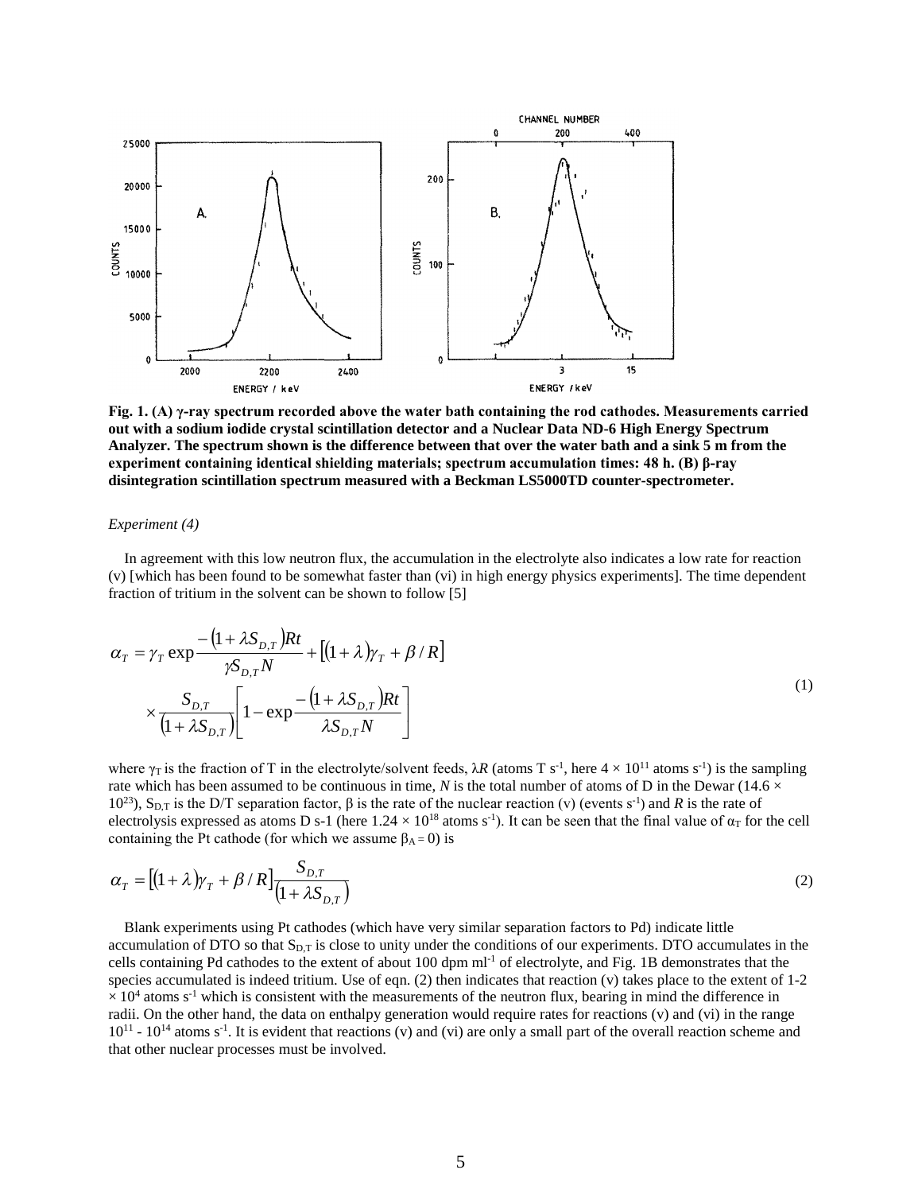**Fig. 1. (A) γ-ray spectrum recorded above the water bath containing the rod cathodes. Measurements carried out with a sodium iodide crystal scintillation detector and a Nuclear Data ND-6 High Energy Spectrum Analyzer. The spectrum shown is the difference between that over the water bath and a sink 5 m from the experiment containing identical shielding materials; spectrum accumulation times: 48 h. (B) β-ray disintegration scintillation spectrum measured with a Beckman LS5000TD counter-spectrometer.**

*Experiment (4)*

In agreement with this low neutron flux, the accumulation in the electrolyte also indicates a low rate for reaction (v) [which has been found to be somewhat faster than (vi) in high energy physics experiments]. The time dependent fraction of tritium in the solvent can be shown to follow [5]

$$\alpha_T = \gamma_T \exp\frac{-\left(1+\lambda S_{D,T}\right)Rt}{\gamma S_{D,T} N} + \left[\left(1+\lambda\right)\gamma_T + \beta / R\right] \times \frac{S_{D,T}}{\left(1+\lambda S_{D,T}\right)}\left[1 - \exp\frac{-\left(1+\lambda S_{D,T}\right)Rt}{\lambda S_{D,T} N}\right] \tag{1}$$

where $\gamma_T$ is the fraction of T in the electrolyte/solvent feeds, $\lambda R$ (atoms T $s^{-1}$, here $4 \times 10^{11}$ atoms $s^{-1}$) is the sampling rate which has been assumed to be continuous in time, $N$ is the total number of atoms of D in the Dewar ($14.6 \times 10^{23}$), $S_{D,T}$ is the D/T separation factor, $\beta$ is the rate of the nuclear reaction (v) (events $s^{-1}$) and $R$ is the rate of electrolysis expressed as atoms D s-1 (here $1.24 \times 10^{18}$ atoms $s^{-1}$). It can be seen that the final value of $\alpha_T$ for the cell containing the Pt cathode (for which we assume $\beta_A = 0$) is

$$\alpha_T = \left[\left(1+\lambda\right)\gamma_T + \beta / R\right]\frac{S_{D,T}}{\left(1+\lambda S_{D,T}\right)} \tag{2}$$

Blank experiments using Pt cathodes (which have very similar separation factors to Pd) indicate little accumulation of DTO so that $S_{D,T}$ is close to unity under the conditions of our experiments. DTO accumulates in the cells containing Pd cathodes to the extent of about 100 dpm $ml^{-1}$ of electrolyte, and Fig. 1B demonstrates that the species accumulated is indeed tritium. Use of eqn. (2) then indicates that reaction (v) takes place to the extent of 1-2 $\times 10^4$ atoms $s^{-1}$ which is consistent with the measurements of the neutron flux, bearing in mind the difference in radii. On the other hand, the data on enthalpy generation would require rates for reactions (v) and (vi) in the range $10^{11}$ - $10^{14}$ atoms $s^{-1}$. It is evident that reactions (v) and (vi) are only a small part of the overall reaction scheme and that other nuclear processes must be involved.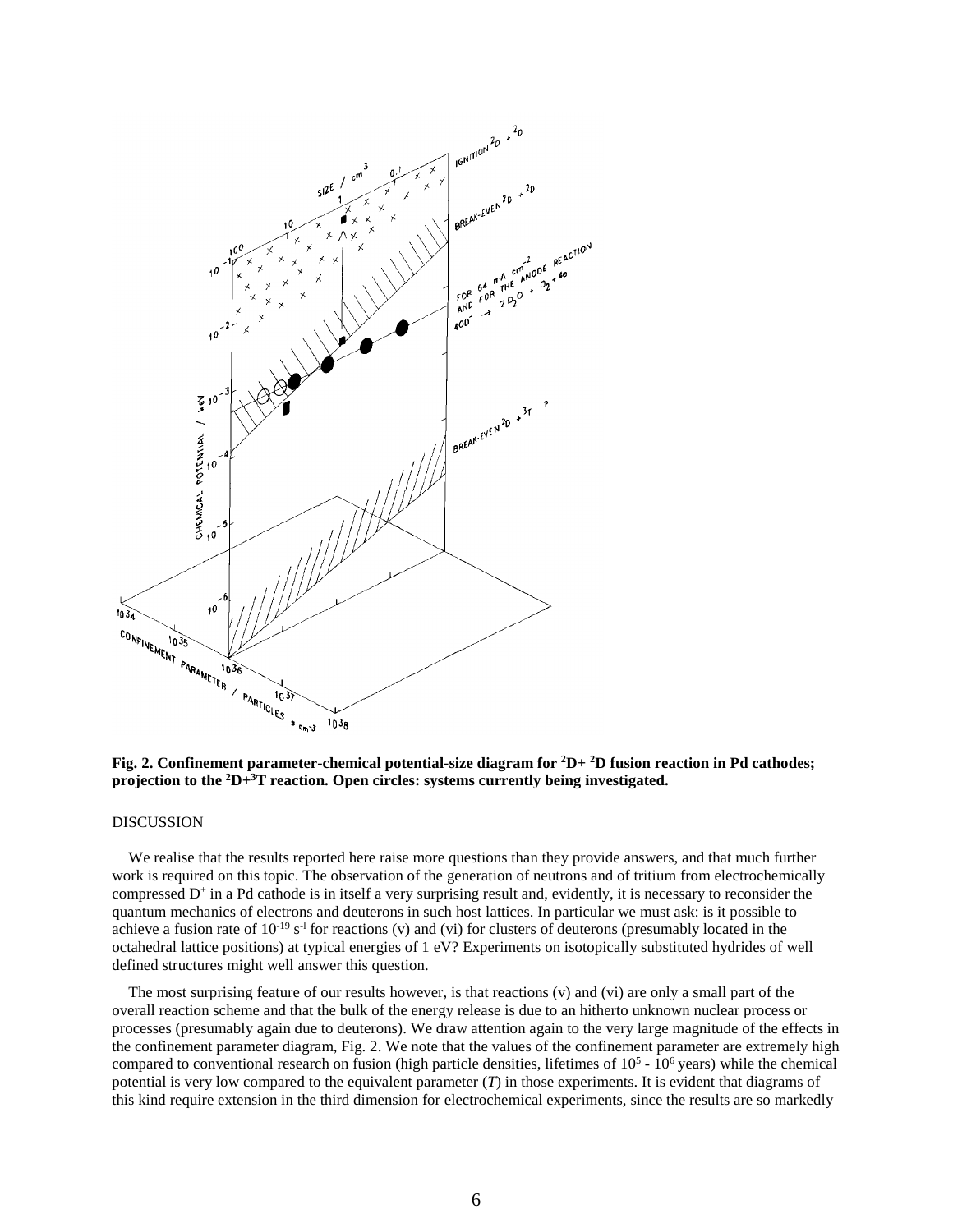**Fig. 2. Confinement parameter-chemical potential-size diagram for $^2D + ^2D$ fusion reaction in Pd cathodes; projection to the $^2D + ^3T$ reaction. Open circles: systems currently being investigated.**

DISCUSSION

We realise that the results reported here raise more questions than they provide answers, and that much further work is required on this topic. The observation of the generation of neutrons and of tritium from electrochemically compressed $D^+$ in a Pd cathode is in itself a very surprising result and, evidently, it is necessary to reconsider the quantum mechanics of electrons and deuterons in such host lattices. In particular we must ask: is it possible to achieve a fusion rate of $10^{-19}$ $s^{-1}$ for reactions (v) and (vi) for clusters of deuterons (presumably located in the octahedral lattice positions) at typical energies of 1 eV? Experiments on isotopically substituted hydrides of well defined structures might well answer this question.

The most surprising feature of our results however, is that reactions (v) and (vi) are only a small part of the overall reaction scheme and that the bulk of the energy release is due to an hitherto unknown nuclear process or processes (presumably again due to deuterons). We draw attention again to the very large magnitude of the effects in the confinement parameter diagram, Fig. 2. We note that the values of the confinement parameter are extremely high compared to conventional research on fusion (high particle densities, lifetimes of $10^5$ - $10^6$ years) while the chemical potential is very low compared to the equivalent parameter ($T$) in those experiments. It is evident that diagrams of this kind require extension in the third dimension for electrochemical experiments, since the results are so markedly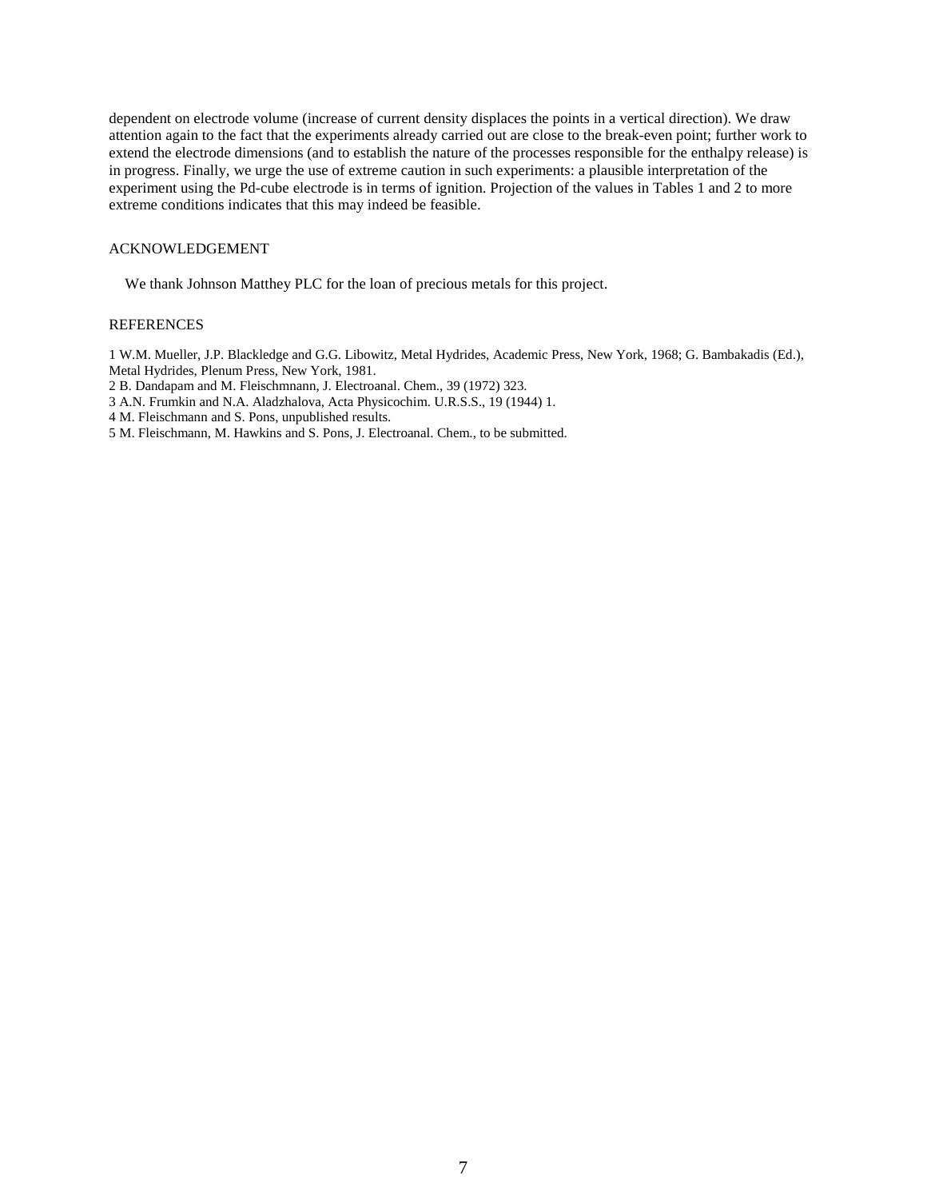dependent on electrode volume (increase of current density displaces the points in a vertical direction). We draw attention again to the fact that the experiments already carried out are close to the break-even point; further work to extend the electrode dimensions (and to establish the nature of the processes responsible for the enthalpy release) is in progress. Finally, we urge the use of extreme caution in such experiments: a plausible interpretation of the experiment using the Pd-cube electrode is in terms of ignition. Projection of the values in Tables 1 and 2 to more extreme conditions indicates that this may indeed be feasible.

## ACKNOWLEDGEMENT

We thank Johnson Matthey PLC for the loan of precious metals for this project.

## REFERENCES

1 W.M. Mueller, J.P. Blackledge and G.G. Libowitz, Metal Hydrides, Academic Press, New York, 1968; G. Bambakadis (Ed.), Metal Hydrides, Plenum Press, New York, 1981.

2 B. Dandapam and M. Fleischmnann, J. Electroanal. Chem., 39 (1972) 323.

3 A.N. Frumkin and N.A. Aladzhalova, Acta Physicochim. U.R.S.S., 19 (1944) 1.

4 M. Fleischmann and S. Pons, unpublished results.

5 M. Fleischmann, M. Hawkins and S. Pons, J. Electroanal. Chem., to be submitted.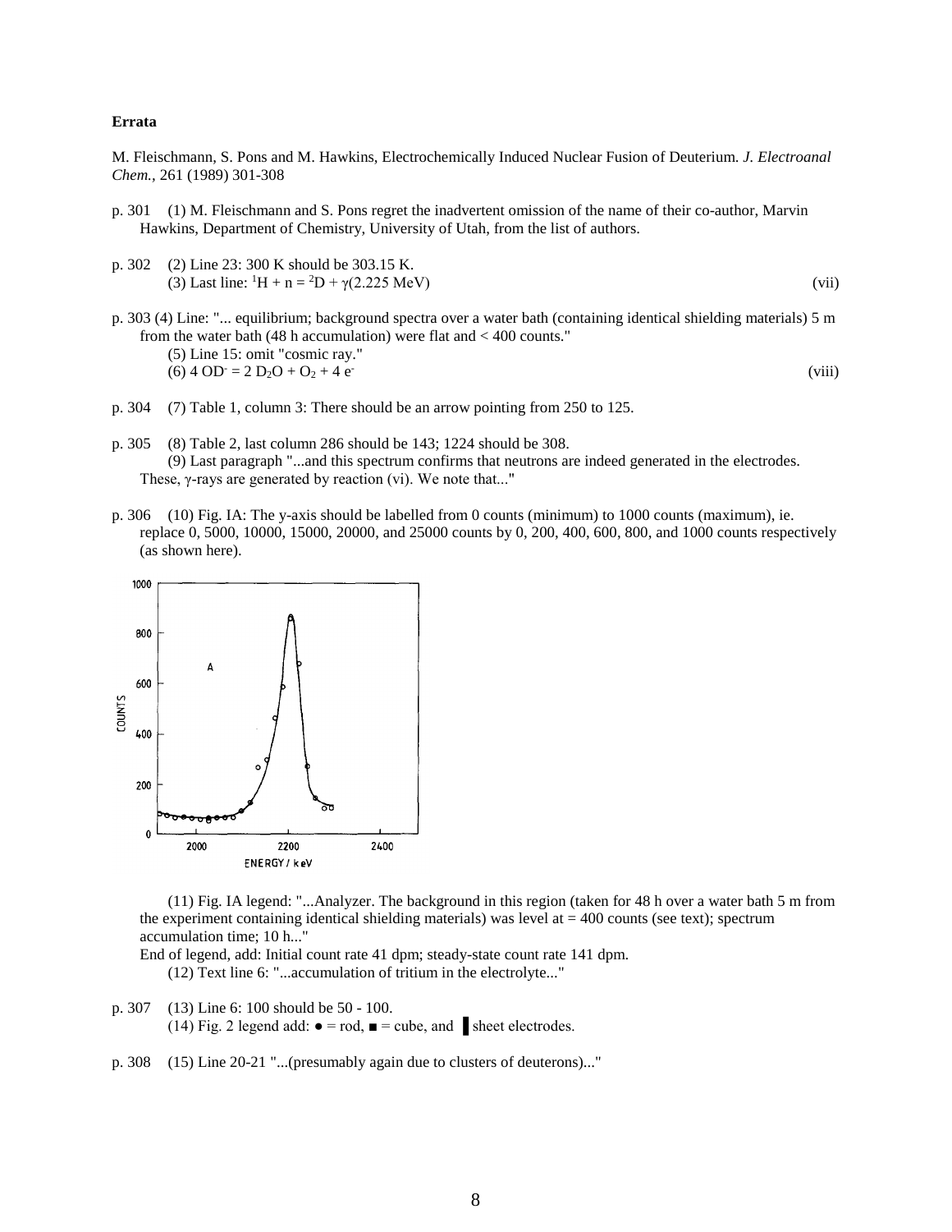**Errata**

M. Fleischmann, S. Pons and M. Hawkins, Electrochemically Induced Nuclear Fusion of Deuterium. *J. Electroanal Chem.*, 261 (1989) 301-308

p. 301 (1) M. Fleischmann and S. Pons regret the inadvertent omission of the name of their co-author, Marvin Hawkins, Department of Chemistry, University of Utah, from the list of authors.

p. 302 (2) Line 23: 300 K should be 303.15 K.
(3) Last line: $^{1}H + n = {}^{2}D + \gamma(2.225\ MeV)$ (vii)

p. 303 (4) Line: "... equilibrium; background spectra over a water bath (containing identical shielding materials) 5 m from the water bath (48 h accumulation) were flat and < 400 counts."
(5) Line 15: omit "cosmic ray."
(6) $4\ OD^- = 2\ D_2O + O_2 + 4\ e^-$ (viii)

p. 304 (7) Table 1, column 3: There should be an arrow pointing from 250 to 125.

p. 305 (8) Table 2, last column 286 should be 143; 1224 should be 308.
(9) Last paragraph "...and this spectrum confirms that neutrons are indeed generated in the electrodes. These, γ-rays are generated by reaction (vi). We note that..."

p. 306 (10) Fig. IA: The y-axis should be labelled from 0 counts (minimum) to 1000 counts (maximum), ie. replace 0, 5000, 10000, 15000, 20000, and 25000 counts by 0, 200, 400, 600, 800, and 1000 counts respectively (as shown here).

A
COUNTS
0
200
400
600
800
1000
2000
2200
2400
ENERGY / keV

(11) Fig. IA legend: "...Analyzer. The background in this region (taken for 48 h over a water bath 5 m from the experiment containing identical shielding materials) was level at = 400 counts (see text); spectrum accumulation time; 10 h..."
End of legend, add: Initial count rate 41 dpm; steady-state count rate 141 dpm.
(12) Text line 6: "...accumulation of tritium in the electrolyte..."

p. 307 (13) Line 6: 100 should be 50 - 100.
(14) Fig. 2 legend add: ● = rod, ■ = cube, and ▌sheet electrodes.

p. 308 (15) Line 20-21 "...(presumably again due to clusters of deuterons)..."